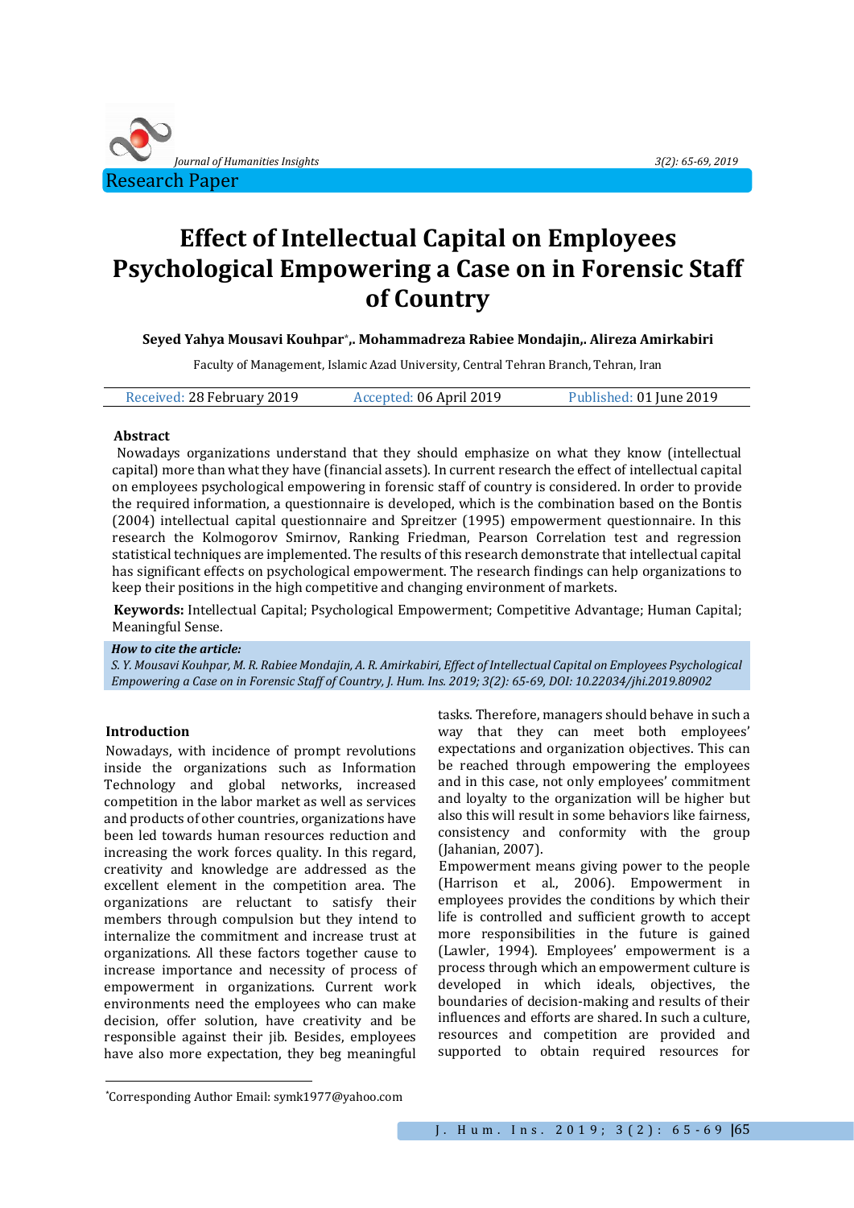Research Paper

# Effect of Intellectual Capital on Employees Psychological Empowering a Case on in Forensic Staff of Country

**Seyed Yahya Mousavi Kouhpar*, Mohammadreza Rabiee Mondajin, Alireza Amirkabiri**

Faculty of Management, Islamic Azad University, Central Tehran Branch, Tehran, Iran

Received: 28 February 2019 Accepted: 06 April 2019 Published: 01 June 2019

## Abstract

Nowadays organizations understand that they should emphasize on what they know (intellectual capital) more than what they have (financial assets). In current research the effect of intellectual capital on employees psychological empowering in forensic staff of country is considered. In order to provide the required information, a questionnaire is developed, which is the combination based on the Bontis (2004) intellectual capital questionnaire and Spreitzer (1995) empowerment questionnaire. In this research the Kolmogorov Smirnov, Ranking Friedman, Pearson Correlation test and regression statistical techniques are implemented. The results of this research demonstrate that intellectual capital has significant effects on psychological empowerment. The research findings can help organizations to keep their positions in the high competitive and changing environment of markets.

**Keywords:** Intellectual Capital; Psychological Empowerment; Competitive Advantage; Human Capital; Meaningful Sense.

***How to cite the article:***
*S. Y. Mousavi Kouhpar, M. R. Rabiee Mondajin, A. R. Amirkabiri, Effect of Intellectual Capital on Employees Psychological Empowering a Case on in Forensic Staff of Country, J. Hum. Ins. 2019; 3(2): 65-69, DOI: 10.22034/jhi.2019.80902*

## Introduction

Nowadays, with incidence of prompt revolutions inside the organizations such as Information Technology and global networks, increased competition in the labor market as well as services and products of other countries, organizations have been led towards human resources reduction and increasing the work forces quality. In this regard, creativity and knowledge are addressed as the excellent element in the competition area. The organizations are reluctant to satisfy their members through compulsion but they intend to internalize the commitment and increase trust at organizations. All these factors together cause to increase importance and necessity of process of empowerment in organizations. Current work environments need the employees who can make decision, offer solution, have creativity and be responsible against their jib. Besides, employees have also more expectation, they beg meaningful tasks. Therefore, managers should behave in such a way that they can meet both employees' expectations and organization objectives. This can be reached through empowering the employees and in this case, not only employees' commitment and loyalty to the organization will be higher but also this will result in some behaviors like fairness, consistency and conformity with the group (Jahanian, 2007).

Empowerment means giving power to the people (Harrison et al., 2006). Empowerment in employees provides the conditions by which their life is controlled and sufficient growth to accept more responsibilities in the future is gained (Lawler, 1994). Employees' empowerment is a process through which an empowerment culture is developed in which ideals, objectives, the boundaries of decision-making and results of their influences and efforts are shared. In such a culture, resources and competition are provided and supported to obtain required resources for

*Corresponding Author Email: symk1977@yahoo.com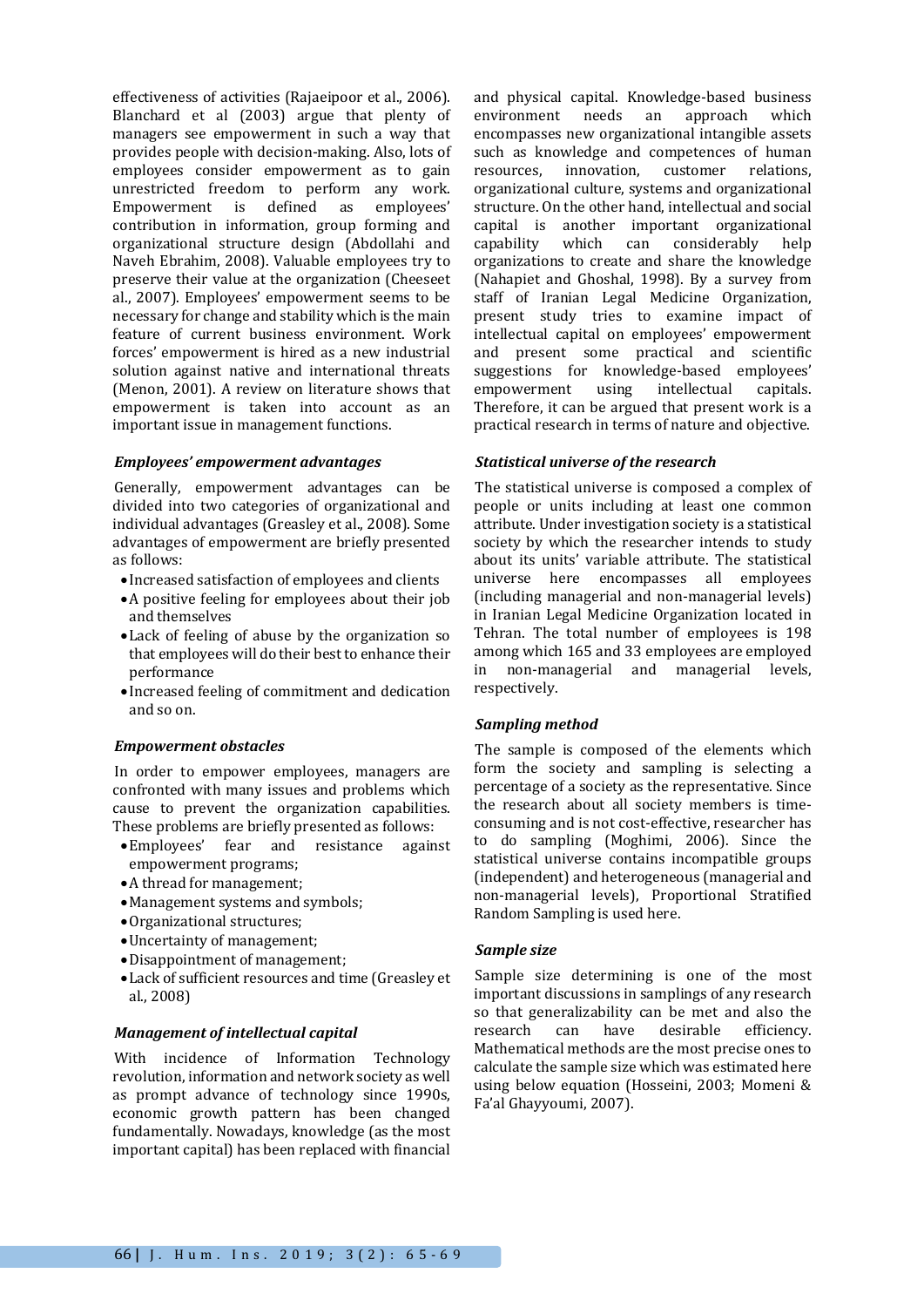effectiveness of activities (Rajaeipoor et al., 2006). Blanchard et al (2003) argue that plenty of managers see empowerment in such a way that provides people with decision-making. Also, lots of employees consider empowerment as to gain unrestricted freedom to perform any work. Empowerment is defined as employees' contribution in information, group forming and organizational structure design (Abdollahi and Naveh Ebrahim, 2008). Valuable employees try to preserve their value at the organization (Cheeseet al., 2007). Employees' empowerment seems to be necessary for change and stability which is the main feature of current business environment. Work forces' empowerment is hired as a new industrial solution against native and international threats (Menon, 2001). A review on literature shows that empowerment is taken into account as an important issue in management functions.

### *Employees' empowerment advantages*

Generally, empowerment advantages can be divided into two categories of organizational and individual advantages (Greasley et al., 2008). Some advantages of empowerment are briefly presented as follows:

- Increased satisfaction of employees and clients
- A positive feeling for employees about their job and themselves
- Lack of feeling of abuse by the organization so that employees will do their best to enhance their performance
- Increased feeling of commitment and dedication and so on.

### *Empowerment obstacles*

In order to empower employees, managers are confronted with many issues and problems which cause to prevent the organization capabilities. These problems are briefly presented as follows:

- Employees' fear and resistance against empowerment programs;
- A thread for management;
- Management systems and symbols;
- Organizational structures;
- Uncertainty of management;
- Disappointment of management;
- Lack of sufficient resources and time (Greasley et al., 2008)

### *Management of intellectual capital*

With incidence of Information Technology revolution, information and network society as well as prompt advance of technology since 1990s, economic growth pattern has been changed fundamentally. Nowadays, knowledge (as the most important capital) has been replaced with financial and physical capital. Knowledge-based business environment needs an approach which encompasses new organizational intangible assets such as knowledge and competences of human resources, innovation, customer relations, organizational culture, systems and organizational structure. On the other hand, intellectual and social capital is another important organizational capability which can considerably help organizations to create and share the knowledge (Nahapiet and Ghoshal, 1998). By a survey from staff of Iranian Legal Medicine Organization, present study tries to examine impact of intellectual capital on employees' empowerment and present some practical and scientific suggestions for knowledge-based employees' empowerment using intellectual capitals. Therefore, it can be argued that present work is a practical research in terms of nature and objective.

### *Statistical universe of the research*

The statistical universe is composed a complex of people or units including at least one common attribute. Under investigation society is a statistical society by which the researcher intends to study about its units' variable attribute. The statistical universe here encompasses all employees (including managerial and non-managerial levels) in Iranian Legal Medicine Organization located in Tehran. The total number of employees is 198 among which 165 and 33 employees are employed in non-managerial and managerial levels, respectively.

### *Sampling method*

The sample is composed of the elements which form the society and sampling is selecting a percentage of a society as the representative. Since the research about all society members is time-consuming and is not cost-effective, researcher has to do sampling (Moghimi, 2006). Since the statistical universe contains incompatible groups (independent) and heterogeneous (managerial and non-managerial levels), Proportional Stratified Random Sampling is used here.

### *Sample size*

Sample size determining is one of the most important discussions in samplings of any research so that generalizability can be met and also the research can have desirable efficiency. Mathematical methods are the most precise ones to calculate the sample size which was estimated here using below equation (Hosseini, 2003; Momeni & Fa'al Ghayyoumi, 2007).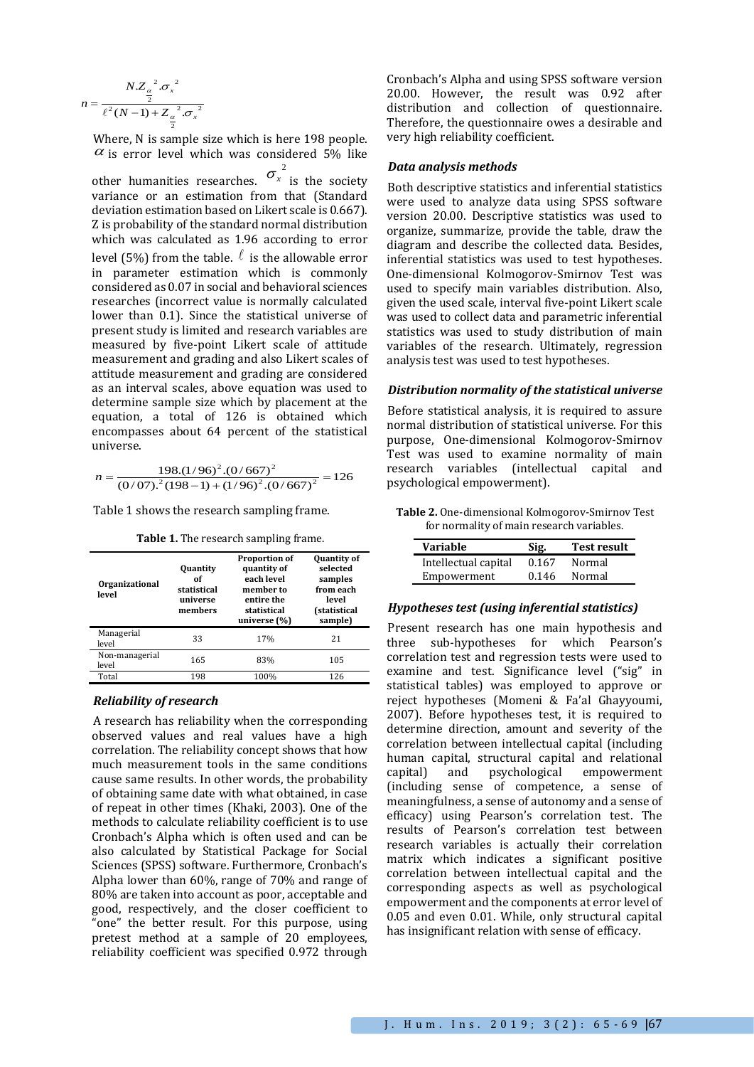$$n = \frac{N.Z_{\frac{\alpha}{2}}^{\ 2}.\sigma_x^{\ 2}}{\ell^2(N-1) + Z_{\frac{\alpha}{2}}^{\ 2}.\sigma_x^{\ 2}}$$

Where, N is sample size which is here 198 people. $\alpha$ is error level which was considered 5% like other humanities researches. $\sigma_x^{\ 2}$ is the society variance or an estimation from that (Standard deviation estimation based on Likert scale is 0.667). Z is probability of the standard normal distribution which was calculated as 1.96 according to error level (5%) from the table. $\ell$ is the allowable error in parameter estimation which is commonly considered as 0.07 in social and behavioral sciences researches (incorrect value is normally calculated lower than 0.1). Since the statistical universe of present study is limited and research variables are measured by five-point Likert scale of attitude measurement and grading and also Likert scales of attitude measurement and grading are considered as an interval scales, above equation was used to determine sample size which by placement at the equation, a total of 126 is obtained which encompasses about 64 percent of the statistical universe.

$$n = \frac{198.(1/96)^2.(0/667)^2}{(0/07).^2(198-1) + (1/96)^2.(0/667)^2} = 126$$

Table 1 shows the research sampling frame.

**Table 1.** The research sampling frame.

| Organizational level | Quantity of statistical universe members | Proportion of quantity of each level member to entire the statistical universe (%) | Quantity of selected samples from each level (statistical sample) |
|---|---|---|---|
| Managerial level | 33 | 17% | 21 |
| Non-managerial level | 165 | 83% | 105 |
| Total | 198 | 100% | 126 |

### Reliability of research

A research has reliability when the corresponding observed values and real values have a high correlation. The reliability concept shows that how much measurement tools in the same conditions cause same results. In other words, the probability of obtaining same date with what obtained, in case of repeat in other times (Khaki, 2003). One of the methods to calculate reliability coefficient is to use Cronbach's Alpha which is often used and can be also calculated by Statistical Package for Social Sciences (SPSS) software. Furthermore, Cronbach's Alpha lower than 60%, range of 70% and range of 80% are taken into account as poor, acceptable and good, respectively, and the closer coefficient to "one" the better result. For this purpose, using pretest method at a sample of 20 employees, reliability coefficient was specified 0.972 through Cronbach's Alpha and using SPSS software version 20.00. However, the result was 0.92 after distribution and collection of questionnaire. Therefore, the questionnaire owes a desirable and very high reliability coefficient.

### Data analysis methods

Both descriptive statistics and inferential statistics were used to analyze data using SPSS software version 20.00. Descriptive statistics was used to organize, summarize, provide the table, draw the diagram and describe the collected data. Besides, inferential statistics was used to test hypotheses. One-dimensional Kolmogorov-Smirnov Test was used to specify main variables distribution. Also, given the used scale, interval five-point Likert scale was used to collect data and parametric inferential statistics was used to study distribution of main variables of the research. Ultimately, regression analysis test was used to test hypotheses.

### Distribution normality of the statistical universe

Before statistical analysis, it is required to assure normal distribution of statistical universe. For this purpose, One-dimensional Kolmogorov-Smirnov Test was used to examine normality of main research variables (intellectual capital and psychological empowerment).

**Table 2.** One-dimensional Kolmogorov-Smirnov Test for normality of main research variables.

| Variable | Sig. | Test result |
|---|---|---|
| Intellectual capital | 0.167 | Normal |
| Empowerment | 0.146 | Normal |

### Hypotheses test (using inferential statistics)

Present research has one main hypothesis and three sub-hypotheses for which Pearson's correlation test and regression tests were used to examine and test. Significance level ("sig" in statistical tables) was employed to approve or reject hypotheses (Momeni & Fa'al Ghayyoumi, 2007). Before hypotheses test, it is required to determine direction, amount and severity of the correlation between intellectual capital (including human capital, structural capital and relational capital) and psychological empowerment (including sense of competence, a sense of meaningfulness, a sense of autonomy and a sense of efficacy) using Pearson's correlation test. The results of Pearson's correlation test between research variables is actually their correlation matrix which indicates a significant positive correlation between intellectual capital and the corresponding aspects as well as psychological empowerment and the components at error level of 0.05 and even 0.01. While, only structural capital has insignificant relation with sense of efficacy.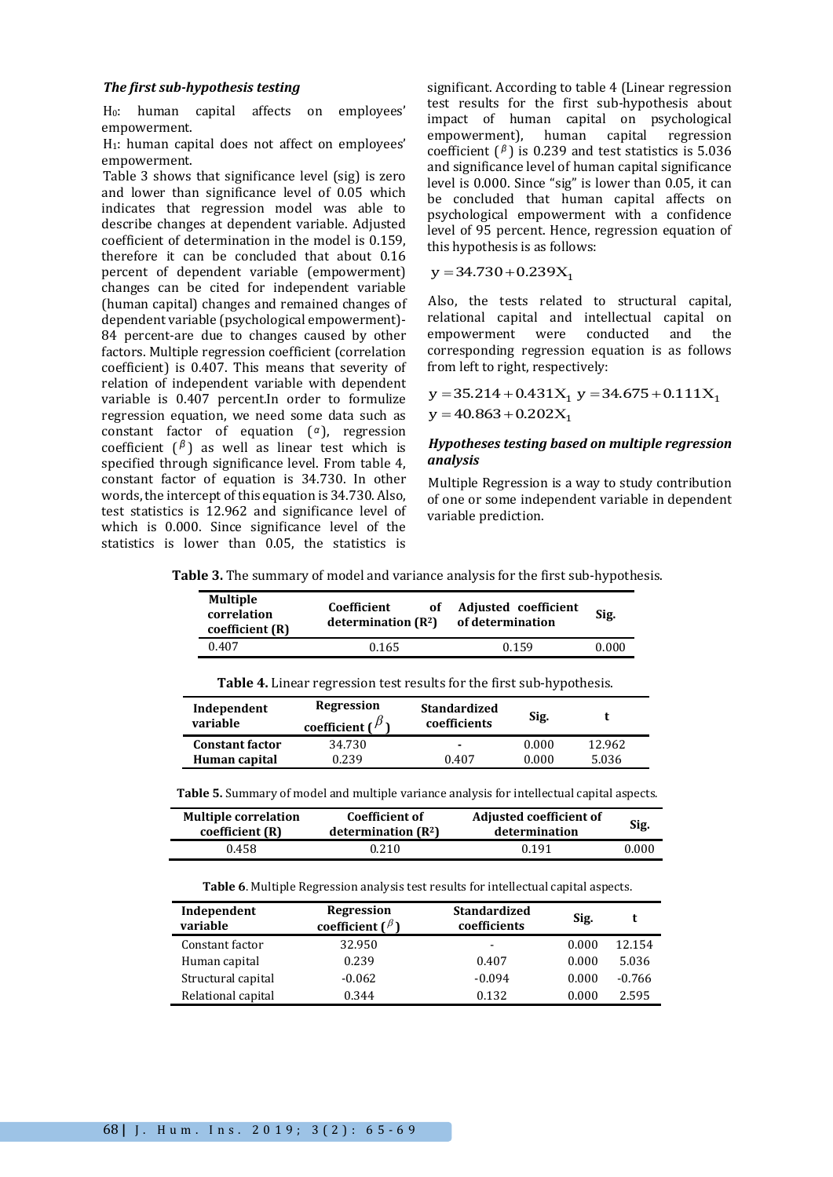### *The first sub-hypothesis testing*

$H_0$: human capital affects on employees' empowerment.

$H_1$: human capital does not affect on employees' empowerment.

Table 3 shows that significance level (sig) is zero and lower than significance level of 0.05 which indicates that regression model was able to describe changes at dependent variable. Adjusted coefficient of determination in the model is 0.159, therefore it can be concluded that about 0.16 percent of dependent variable (empowerment) changes can be cited for independent variable (human capital) changes and remained changes of dependent variable (psychological empowerment)-84 percent-are due to changes caused by other factors. Multiple regression coefficient (correlation coefficient) is 0.407. This means that severity of relation of independent variable with dependent variable is 0.407 percent.In order to formulize regression equation, we need some data such as constant factor of equation ($\alpha$), regression coefficient ($\beta$) as well as linear test which is specified through significance level. From table 4, constant factor of equation is 34.730. In other words, the intercept of this equation is 34.730. Also, test statistics is 12.962 and significance level of which is 0.000. Since significance level of the statistics is lower than 0.05, the statistics is significant. According to table 4 (Linear regression test results for the first sub-hypothesis about impact of human capital on psychological empowerment), human capital regression coefficient ($\beta$) is 0.239 and test statistics is 5.036 and significance level of human capital significance level is 0.000. Since "sig" is lower than 0.05, it can be concluded that human capital affects on psychological empowerment with a confidence level of 95 percent. Hence, regression equation of this hypothesis is as follows:

$$y = 34.730 + 0.239X_1$$

Also, the tests related to structural capital, relational capital and intellectual capital on empowerment were conducted and the corresponding regression equation is as follows from left to right, respectively:

$$y = 35.214 + 0.431X_1 \quad y = 34.675 + 0.111X_1$$

$$y = 40.863 + 0.202X_1$$

### *Hypotheses testing based on multiple regression analysis*

Multiple Regression is a way to study contribution of one or some independent variable in dependent variable prediction.

**Table 3.** The summary of model and variance analysis for the first sub-hypothesis.

| Multiple correlation coefficient (R) | Coefficient of determination ($R^2$) | Adjusted coefficient of determination | Sig. |
|---|---|---|---|
| 0.407 | 0.165 | 0.159 | 0.000 |

**Table 4.** Linear regression test results for the first sub-hypothesis.

| Independent variable | Regression coefficient ($\beta$) | Standardized coefficients | Sig. | t |
|---|---|---|---|---|
| **Constant factor** | 34.730 | - | 0.000 | 12.962 |
| **Human capital** | 0.239 | 0.407 | 0.000 | 5.036 |

**Table 5.** Summary of model and multiple variance analysis for intellectual capital aspects.

| Multiple correlation coefficient (R) | Coefficient of determination ($R^2$) | Adjusted coefficient of determination | Sig. |
|---|---|---|---|
| 0.458 | 0.210 | 0.191 | 0.000 |

**Table 6**. Multiple Regression analysis test results for intellectual capital aspects.

| Independent variable | Regression coefficient ($\beta$) | Standardized coefficients | Sig. | t |
|---|---|---|---|---|
| Constant factor | 32.950 | - | 0.000 | 12.154 |
| Human capital | 0.239 | 0.407 | 0.000 | 5.036 |
| Structural capital | -0.062 | -0.094 | 0.000 | -0.766 |
| Relational capital | 0.344 | 0.132 | 0.000 | 2.595 |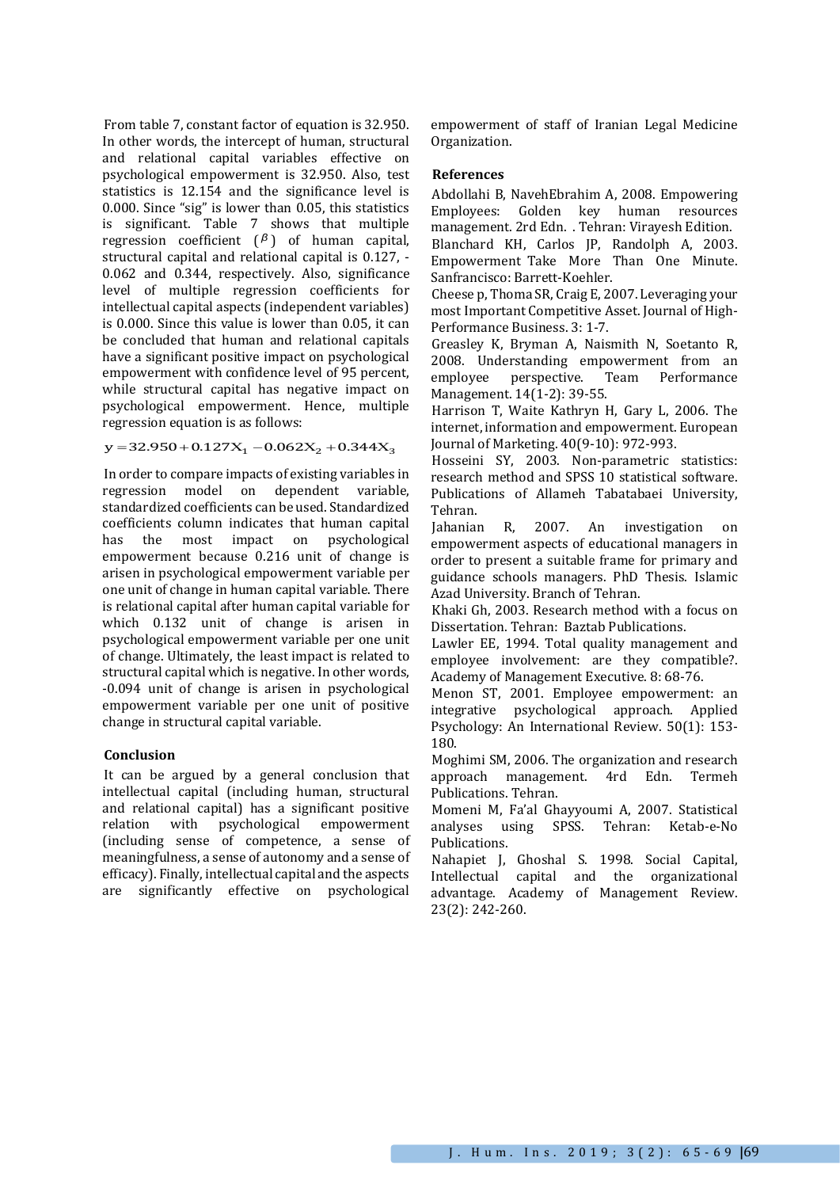From table 7, constant factor of equation is 32.950. In other words, the intercept of human, structural and relational capital variables effective on psychological empowerment is 32.950. Also, test statistics is 12.154 and the significance level is 0.000. Since "sig" is lower than 0.05, this statistics is significant. Table 7 shows that multiple regression coefficient ($\beta$) of human capital, structural capital and relational capital is 0.127, -0.062 and 0.344, respectively. Also, significance level of multiple regression coefficients for intellectual capital aspects (independent variables) is 0.000. Since this value is lower than 0.05, it can be concluded that human and relational capitals have a significant positive impact on psychological empowerment with confidence level of 95 percent, while structural capital has negative impact on psychological empowerment. Hence, multiple regression equation is as follows:

$$y = 32.950 + 0.127X_1 - 0.062X_2 + 0.344X_3$$

In order to compare impacts of existing variables in regression model on dependent variable, standardized coefficients can be used. Standardized coefficients column indicates that human capital has the most impact on psychological empowerment because 0.216 unit of change is arisen in psychological empowerment variable per one unit of change in human capital variable. There is relational capital after human capital variable for which 0.132 unit of change is arisen in psychological empowerment variable per one unit of change. Ultimately, the least impact is related to structural capital which is negative. In other words, -0.094 unit of change is arisen in psychological empowerment variable per one unit of positive change in structural capital variable.

## Conclusion

It can be argued by a general conclusion that intellectual capital (including human, structural and relational capital) has a significant positive relation with psychological empowerment (including sense of competence, a sense of meaningfulness, a sense of autonomy and a sense of efficacy). Finally, intellectual capital and the aspects are significantly effective on psychological empowerment of staff of Iranian Legal Medicine Organization.

## References

Abdollahi B, NavehEbrahim A, 2008. Empowering Employees: Golden key human resources management. 2rd Edn. . Tehran: Virayesh Edition.

Blanchard KH, Carlos JP, Randolph A, 2003. Empowerment Take More Than One Minute. Sanfrancisco: Barrett-Koehler.

Cheese p, Thoma SR, Craig E, 2007. Leveraging your most Important Competitive Asset. Journal of High-Performance Business. 3: 1-7.

Greasley K, Bryman A, Naismith N, Soetanto R, 2008. Understanding empowerment from an employee perspective. Team Performance Management. 14(1-2): 39-55.

Harrison T, Waite Kathryn H, Gary L, 2006. The internet, information and empowerment. European Journal of Marketing. 40(9-10): 972-993.

Hosseini SY, 2003. Non-parametric statistics: research method and SPSS 10 statistical software. Publications of Allameh Tabatabaei University, Tehran.

Jahanian R, 2007. An investigation on empowerment aspects of educational managers in order to present a suitable frame for primary and guidance schools managers. PhD Thesis. Islamic Azad University. Branch of Tehran.

Khaki Gh, 2003. Research method with a focus on Dissertation. Tehran: Baztab Publications.

Lawler EE, 1994. Total quality management and employee involvement: are they compatible?. Academy of Management Executive. 8: 68-76.

Menon ST, 2001. Employee empowerment: an integrative psychological approach. Applied Psychology: An International Review. 50(1): 153-180.

Moghimi SM, 2006. The organization and research approach management. 4rd Edn. Termeh Publications. Tehran.

Momeni M, Fa'al Ghayyoumi A, 2007. Statistical analyses using SPSS. Tehran: Ketab-e-No Publications.

Nahapiet J, Ghoshal S. 1998. Social Capital, Intellectual capital and the organizational advantage. Academy of Management Review. 23(2): 242-260.